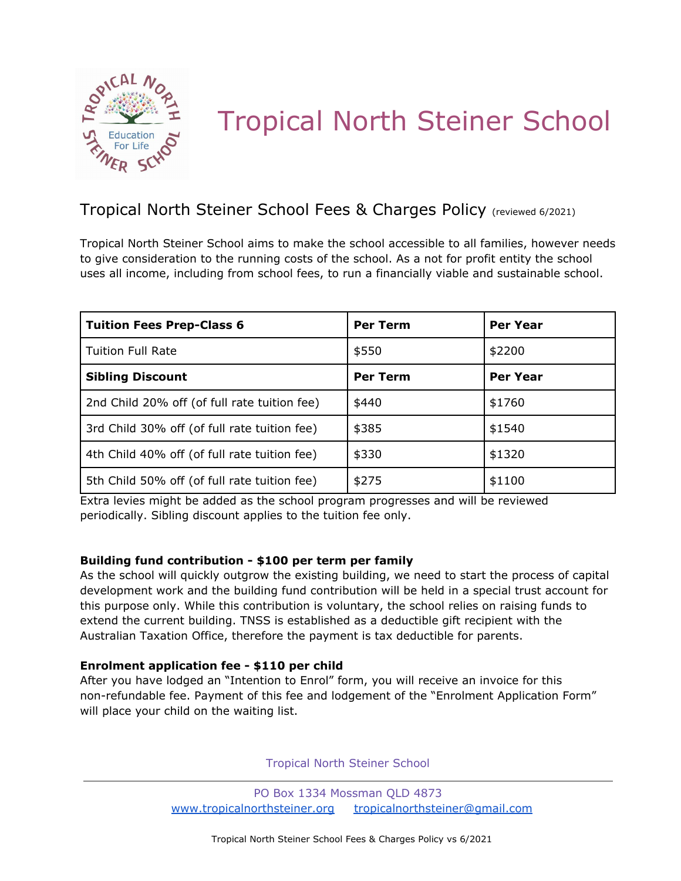# Tropical North Steiner School

## Tropical North Steiner School Fees & Charges Policy (reviewed 6/2021)

Tropical North Steiner School aims to make the school accessible to all families, however needs to give consideration to the running costs of the school. As a not for profit entity the school uses all income, including from school fees, to run a financially viable and sustainable school.

| Tuition Fees Prep-Class 6 | Per Term | Per Year |
|---|---|---|
| Tuition Full Rate | $550 | $2200 |
| **Sibling Discount** | **Per Term** | **Per Year** |
| 2nd Child 20% off (of full rate tuition fee) | $440 | $1760 |
| 3rd Child 30% off (of full rate tuition fee) | $385 | $1540 |
| 4th Child 40% off (of full rate tuition fee) | $330 | $1320 |
| 5th Child 50% off (of full rate tuition fee) | $275 | $1100 |

Extra levies might be added as the school program progresses and will be reviewed periodically. Sibling discount applies to the tuition fee only.

**Building fund contribution - $100 per term per family**

As the school will quickly outgrow the existing building, we need to start the process of capital development work and the building fund contribution will be held in a special trust account for this purpose only. While this contribution is voluntary, the school relies on raising funds to extend the current building. TNSS is established as a deductible gift recipient with the Australian Taxation Office, therefore the payment is tax deductible for parents.

**Enrolment application fee - $110 per child**

After you have lodged an "Intention to Enrol" form, you will receive an invoice for this non-refundable fee. Payment of this fee and lodgement of the "Enrolment Application Form" will place your child on the waiting list.

Tropical North Steiner School

PO Box 1334 Mossman QLD 4873
www.tropicalnorthsteiner.org tropicalnorthsteiner@gmail.com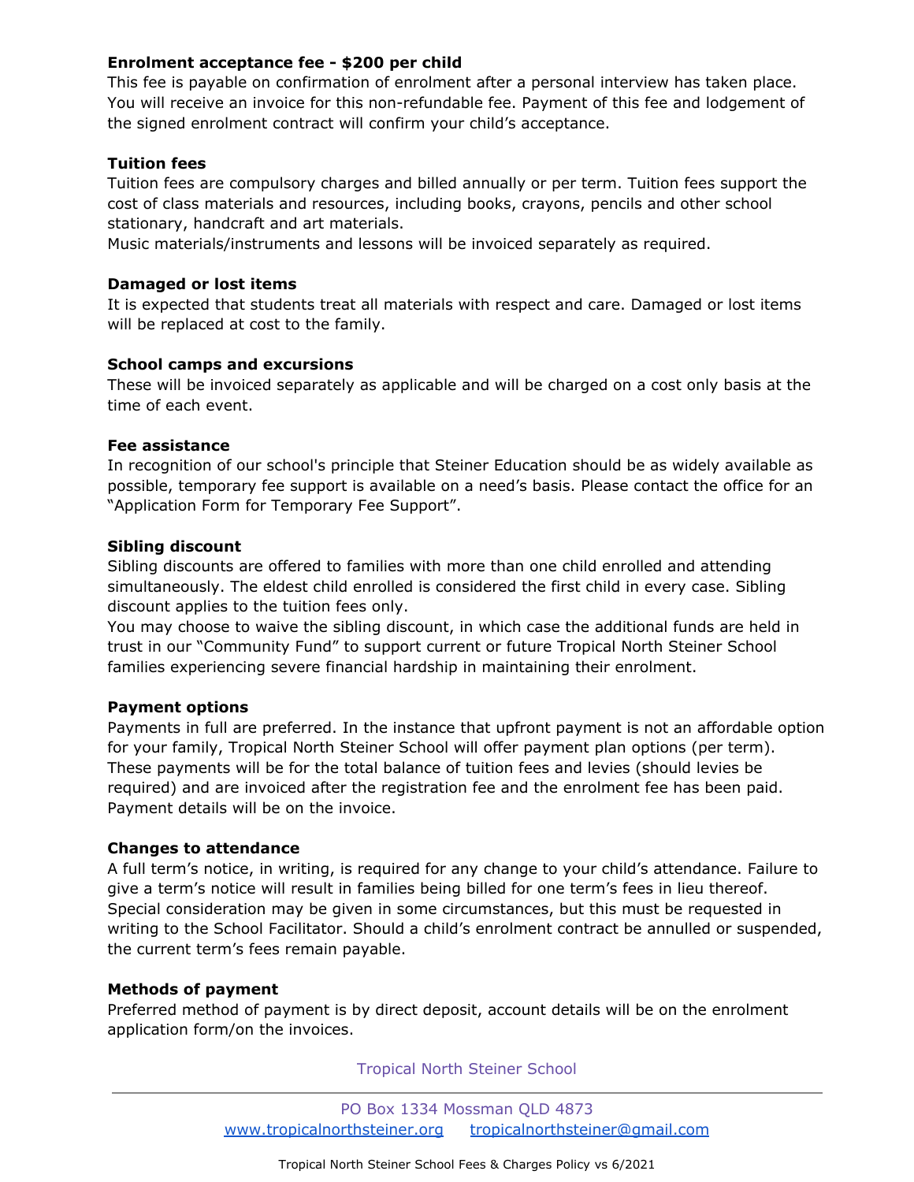**Enrolment acceptance fee - $200 per child**

This fee is payable on confirmation of enrolment after a personal interview has taken place. You will receive an invoice for this non-refundable fee. Payment of this fee and lodgement of the signed enrolment contract will confirm your child's acceptance.

**Tuition fees**

Tuition fees are compulsory charges and billed annually or per term. Tuition fees support the cost of class materials and resources, including books, crayons, pencils and other school stationary, handcraft and art materials.

Music materials/instruments and lessons will be invoiced separately as required.

**Damaged or lost items**

It is expected that students treat all materials with respect and care. Damaged or lost items will be replaced at cost to the family.

**School camps and excursions**

These will be invoiced separately as applicable and will be charged on a cost only basis at the time of each event.

**Fee assistance**

In recognition of our school's principle that Steiner Education should be as widely available as possible, temporary fee support is available on a need's basis. Please contact the office for an "Application Form for Temporary Fee Support".

**Sibling discount**

Sibling discounts are offered to families with more than one child enrolled and attending simultaneously. The eldest child enrolled is considered the first child in every case. Sibling discount applies to the tuition fees only.

You may choose to waive the sibling discount, in which case the additional funds are held in trust in our "Community Fund" to support current or future Tropical North Steiner School families experiencing severe financial hardship in maintaining their enrolment.

**Payment options**

Payments in full are preferred. In the instance that upfront payment is not an affordable option for your family, Tropical North Steiner School will offer payment plan options (per term). These payments will be for the total balance of tuition fees and levies (should levies be required) and are invoiced after the registration fee and the enrolment fee has been paid. Payment details will be on the invoice.

**Changes to attendance**

A full term's notice, in writing, is required for any change to your child's attendance. Failure to give a term's notice will result in families being billed for one term's fees in lieu thereof. Special consideration may be given in some circumstances, but this must be requested in writing to the School Facilitator. Should a child's enrolment contract be annulled or suspended, the current term's fees remain payable.

**Methods of payment**

Preferred method of payment is by direct deposit, account details will be on the enrolment application form/on the invoices.

Tropical North Steiner School

PO Box 1334 Mossman QLD 4873

[www.tropicalnorthsteiner.org](http://www.tropicalnorthsteiner.org) [tropicalnorthsteiner@gmail.com](mailto:tropicalnorthsteiner@gmail.com)

Tropical North Steiner School Fees & Charges Policy vs 6/2021